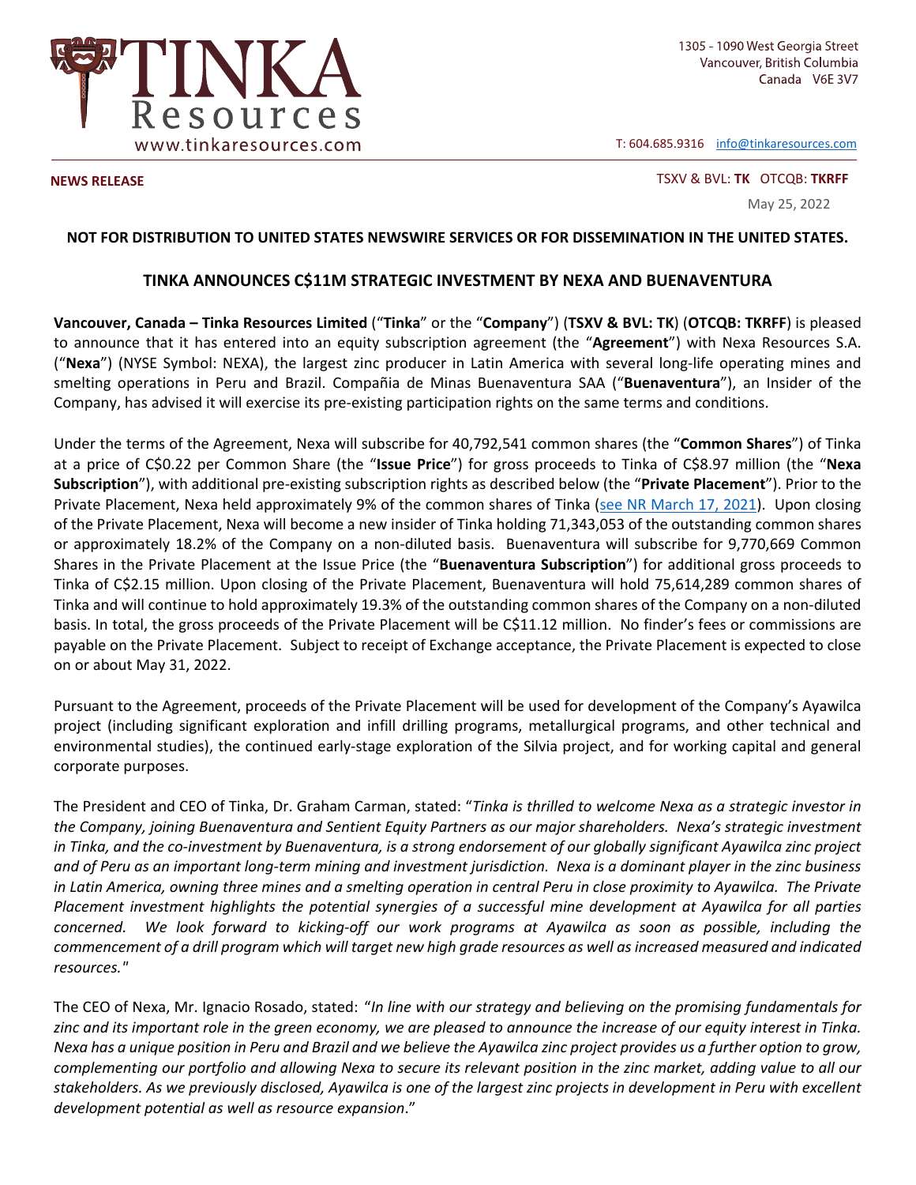TINKA Resources
www.tinkaresources.com

1305 - 1090 West Georgia Street
Vancouver, British Columbia
Canada V6E 3V7

T: 604.685.9316 info@tinkaresources.com

**NEWS RELEASE**

TSXV & BVL: **TK** OTCQB: **TKRFF**

May 25, 2022

**NOT FOR DISTRIBUTION TO UNITED STATES NEWSWIRE SERVICES OR FOR DISSEMINATION IN THE UNITED STATES.**

## TINKA ANNOUNCES C$11M STRATEGIC INVESTMENT BY NEXA AND BUENAVENTURA

**Vancouver, Canada – Tinka Resources Limited** ("**Tinka**" or the "**Company**") (**TSXV & BVL: TK**) (**OTCQB: TKRFF**) is pleased to announce that it has entered into an equity subscription agreement (the "**Agreement**") with Nexa Resources S.A. ("**Nexa**") (NYSE Symbol: NEXA), the largest zinc producer in Latin America with several long-life operating mines and smelting operations in Peru and Brazil. Compañia de Minas Buenaventura SAA ("**Buenaventura**"), an Insider of the Company, has advised it will exercise its pre-existing participation rights on the same terms and conditions.

Under the terms of the Agreement, Nexa will subscribe for 40,792,541 common shares (the "**Common Shares**") of Tinka at a price of C$0.22 per Common Share (the "**Issue Price**") for gross proceeds to Tinka of C$8.97 million (the "**Nexa Subscription**"), with additional pre-existing subscription rights as described below (the "**Private Placement**"). Prior to the Private Placement, Nexa held approximately 9% of the common shares of Tinka (see NR March 17, 2021). Upon closing of the Private Placement, Nexa will become a new insider of Tinka holding 71,343,053 of the outstanding common shares or approximately 18.2% of the Company on a non-diluted basis. Buenaventura will subscribe for 9,770,669 Common Shares in the Private Placement at the Issue Price (the "**Buenaventura Subscription**") for additional gross proceeds to Tinka of C$2.15 million. Upon closing of the Private Placement, Buenaventura will hold 75,614,289 common shares of Tinka and will continue to hold approximately 19.3% of the outstanding common shares of the Company on a non-diluted basis. In total, the gross proceeds of the Private Placement will be C$11.12 million. No finder's fees or commissions are payable on the Private Placement. Subject to receipt of Exchange acceptance, the Private Placement is expected to close on or about May 31, 2022.

Pursuant to the Agreement, proceeds of the Private Placement will be used for development of the Company's Ayawilca project (including significant exploration and infill drilling programs, metallurgical programs, and other technical and environmental studies), the continued early-stage exploration of the Silvia project, and for working capital and general corporate purposes.

The President and CEO of Tinka, Dr. Graham Carman, stated: "*Tinka is thrilled to welcome Nexa as a strategic investor in the Company, joining Buenaventura and Sentient Equity Partners as our major shareholders. Nexa's strategic investment in Tinka, and the co-investment by Buenaventura, is a strong endorsement of our globally significant Ayawilca zinc project and of Peru as an important long-term mining and investment jurisdiction. Nexa is a dominant player in the zinc business in Latin America, owning three mines and a smelting operation in central Peru in close proximity to Ayawilca. The Private Placement investment highlights the potential synergies of a successful mine development at Ayawilca for all parties concerned. We look forward to kicking-off our work programs at Ayawilca as soon as possible, including the commencement of a drill program which will target new high grade resources as well as increased measured and indicated resources.*"

The CEO of Nexa, Mr. Ignacio Rosado, stated: "*In line with our strategy and believing on the promising fundamentals for zinc and its important role in the green economy, we are pleased to announce the increase of our equity interest in Tinka. Nexa has a unique position in Peru and Brazil and we believe the Ayawilca zinc project provides us a further option to grow, complementing our portfolio and allowing Nexa to secure its relevant position in the zinc market, adding value to all our stakeholders. As we previously disclosed, Ayawilca is one of the largest zinc projects in development in Peru with excellent development potential as well as resource expansion*."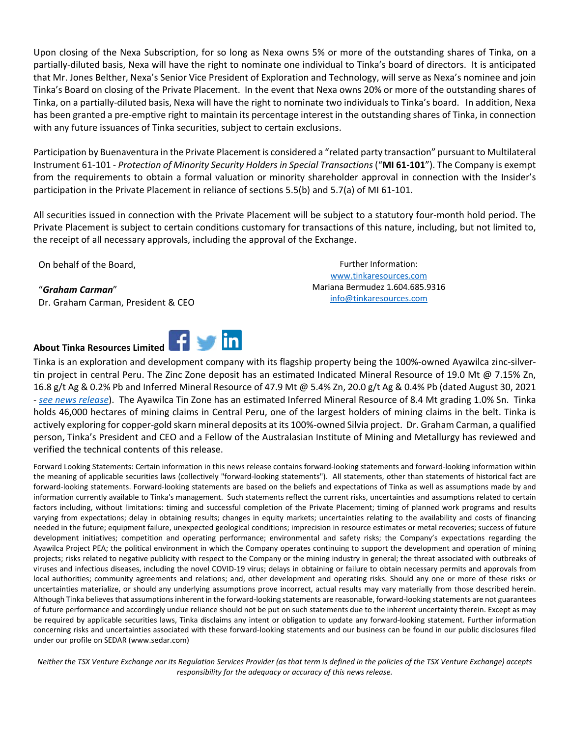Upon closing of the Nexa Subscription, for so long as Nexa owns 5% or more of the outstanding shares of Tinka, on a partially-diluted basis, Nexa will have the right to nominate one individual to Tinka's board of directors. It is anticipated that Mr. Jones Belther, Nexa's Senior Vice President of Exploration and Technology, will serve as Nexa's nominee and join Tinka's Board on closing of the Private Placement. In the event that Nexa owns 20% or more of the outstanding shares of Tinka, on a partially-diluted basis, Nexa will have the right to nominate two individuals to Tinka's board. In addition, Nexa has been granted a pre-emptive right to maintain its percentage interest in the outstanding shares of Tinka, in connection with any future issuances of Tinka securities, subject to certain exclusions.

Participation by Buenaventura in the Private Placement is considered a "related party transaction" pursuant to Multilateral Instrument 61-101 - *Protection of Minority Security Holders in Special Transactions* ("**MI 61-101**"). The Company is exempt from the requirements to obtain a formal valuation or minority shareholder approval in connection with the Insider's participation in the Private Placement in reliance of sections 5.5(b) and 5.7(a) of MI 61-101.

All securities issued in connection with the Private Placement will be subject to a statutory four-month hold period. The Private Placement is subject to certain conditions customary for transactions of this nature, including, but not limited to, the receipt of all necessary approvals, including the approval of the Exchange.

On behalf of the Board,

"***Graham Carman***"
Dr. Graham Carman, President & CEO

Further Information:
www.tinkaresources.com
Mariana Bermudez 1.604.685.9316
info@tinkaresources.com

**About Tinka Resources Limited**

Tinka is an exploration and development company with its flagship property being the 100%-owned Ayawilca zinc-silver-tin project in central Peru. The Zinc Zone deposit has an estimated Indicated Mineral Resource of 19.0 Mt @ 7.15% Zn, 16.8 g/t Ag & 0.2% Pb and Inferred Mineral Resource of 47.9 Mt @ 5.4% Zn, 20.0 g/t Ag & 0.4% Pb (dated August 30, 2021 - *see news release*). The Ayawilca Tin Zone has an estimated Inferred Mineral Resource of 8.4 Mt grading 1.0% Sn. Tinka holds 46,000 hectares of mining claims in Central Peru, one of the largest holders of mining claims in the belt. Tinka is actively exploring for copper-gold skarn mineral deposits at its 100%-owned Silvia project. Dr. Graham Carman, a qualified person, Tinka's President and CEO and a Fellow of the Australasian Institute of Mining and Metallurgy has reviewed and verified the technical contents of this release.

Forward Looking Statements: Certain information in this news release contains forward-looking statements and forward-looking information within the meaning of applicable securities laws (collectively "forward-looking statements"). All statements, other than statements of historical fact are forward-looking statements. Forward-looking statements are based on the beliefs and expectations of Tinka as well as assumptions made by and information currently available to Tinka's management. Such statements reflect the current risks, uncertainties and assumptions related to certain factors including, without limitations: timing and successful completion of the Private Placement; timing of planned work programs and results varying from expectations; delay in obtaining results; changes in equity markets; uncertainties relating to the availability and costs of financing needed in the future; equipment failure, unexpected geological conditions; imprecision in resource estimates or metal recoveries; success of future development initiatives; competition and operating performance; environmental and safety risks; the Company's expectations regarding the Ayawilca Project PEA; the political environment in which the Company operates continuing to support the development and operation of mining projects; risks related to negative publicity with respect to the Company or the mining industry in general; the threat associated with outbreaks of viruses and infectious diseases, including the novel COVID-19 virus; delays in obtaining or failure to obtain necessary permits and approvals from local authorities; community agreements and relations; and, other development and operating risks. Should any one or more of these risks or uncertainties materialize, or should any underlying assumptions prove incorrect, actual results may vary materially from those described herein. Although Tinka believes that assumptions inherent in the forward-looking statements are reasonable, forward-looking statements are not guarantees of future performance and accordingly undue reliance should not be put on such statements due to the inherent uncertainty therein. Except as may be required by applicable securities laws, Tinka disclaims any intent or obligation to update any forward-looking statement. Further information concerning risks and uncertainties associated with these forward-looking statements and our business can be found in our public disclosures filed under our profile on SEDAR (www.sedar.com)

*Neither the TSX Venture Exchange nor its Regulation Services Provider (as that term is defined in the policies of the TSX Venture Exchange) accepts responsibility for the adequacy or accuracy of this news release.*